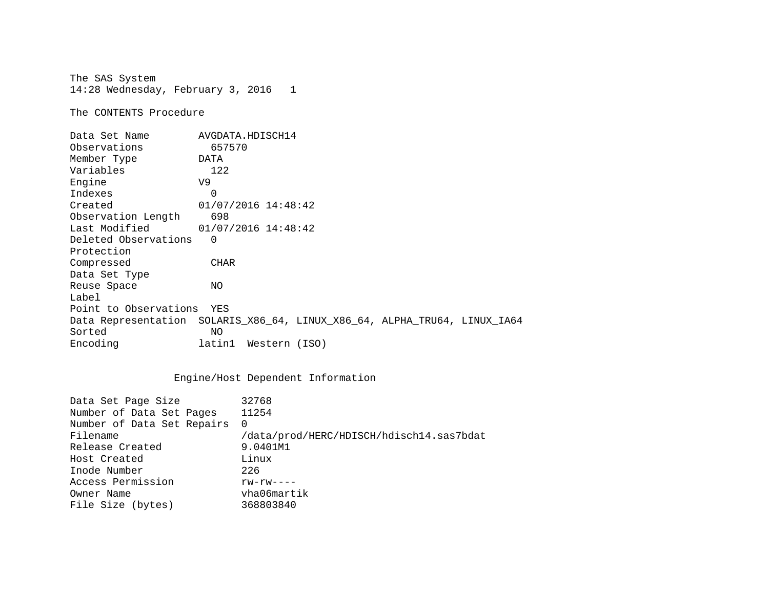The SAS System
14:28 Wednesday, February 3, 2016

The CONTENTS Procedure

| | |
|---|---|
| Data Set Name | AVGDATA.HDISCH14 |
| Observations | 657570 |
| Member Type | DATA |
| Variables | 122 |
| Engine | V9 |
| Indexes | 0 |
| Created | 01/07/2016 14:48:42 |
| Observation Length | 698 |
| Last Modified | 01/07/2016 14:48:42 |
| Deleted Observations | 0 |
| Protection | |
| Compressed | CHAR |
| Data Set Type | |
| Reuse Space | NO |
| Label | |
| Point to Observations | YES |
| Data Representation | SOLARIS_X86_64, LINUX_X86_64, ALPHA_TRU64, LINUX_IA64 |
| Sorted | NO |
| Encoding | latin1 Western (ISO) |

Engine/Host Dependent Information

| | |
|---|---|
| Data Set Page Size | 32768 |
| Number of Data Set Pages | 11254 |
| Number of Data Set Repairs | 0 |
| Filename | /data/prod/HERC/HDISCH/hdisch14.sas7bdat |
| Release Created | 9.0401M1 |
| Host Created | Linux |
| Inode Number | 226 |
| Access Permission | rw-rw---- |
| Owner Name | vha06martik |
| File Size (bytes) | 368803840 |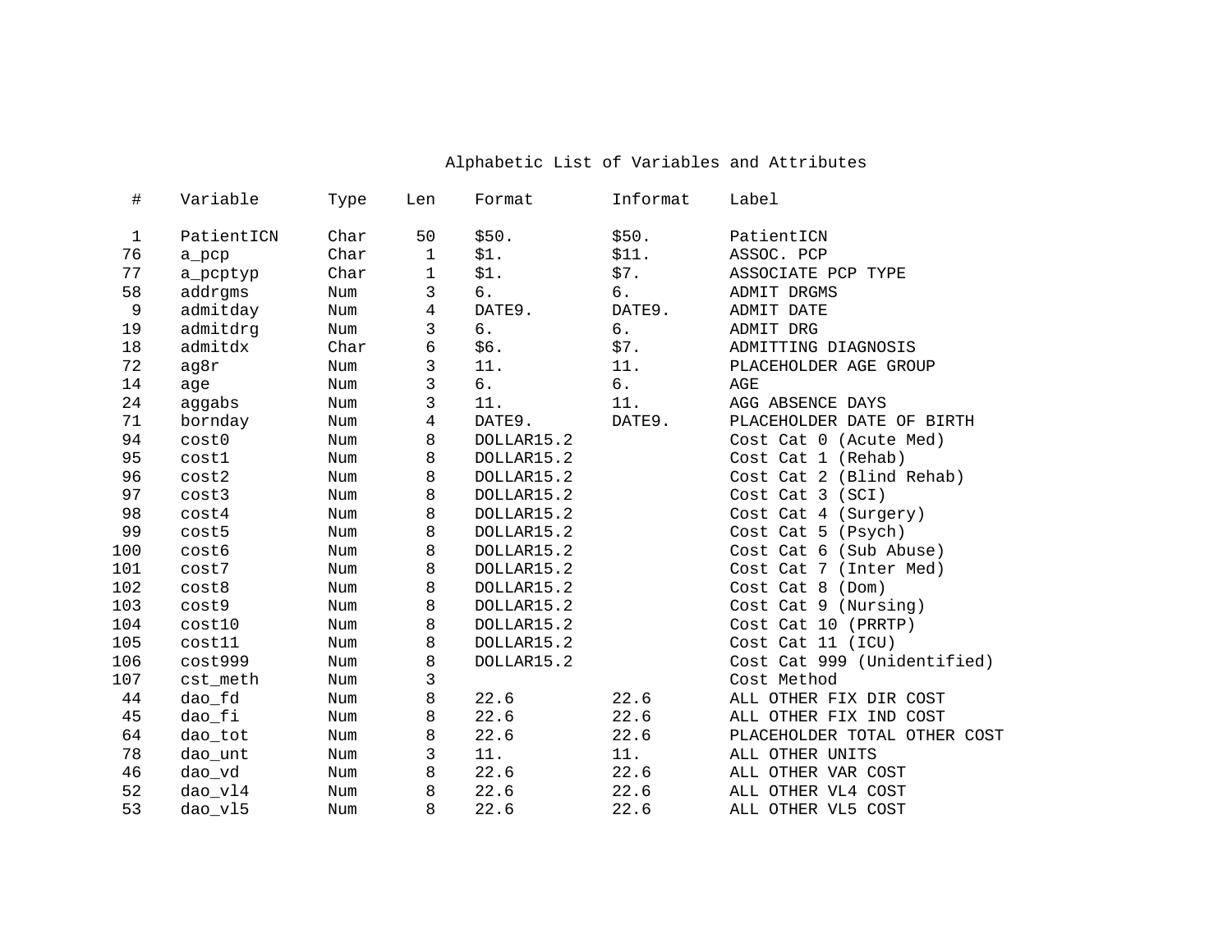Alphabetic List of Variables and Attributes

| # | Variable | Type | Len | Format | Informat | Label |
|---|---|---|---|---|---|---|
| 1 | PatientICN | Char | 50 | $50. | $50. | PatientICN |
| 76 | a_pcp | Char | 1 | $1. | $11. | ASSOC. PCP |
| 77 | a_pcptyp | Char | 1 | $1. | $7. | ASSOCIATE PCP TYPE |
| 58 | addrgms | Num | 3 | 6. | 6. | ADMIT DRGMS |
| 9 | admitday | Num | 4 | DATE9. | DATE9. | ADMIT DATE |
| 19 | admitdrg | Num | 3 | 6. | 6. | ADMIT DRG |
| 18 | admitdx | Char | 6 | $6. | $7. | ADMITTING DIAGNOSIS |
| 72 | ag8r | Num | 3 | 11. | 11. | PLACEHOLDER AGE GROUP |
| 14 | age | Num | 3 | 6. | 6. | AGE |
| 24 | aggabs | Num | 3 | 11. | 11. | AGG ABSENCE DAYS |
| 71 | bornday | Num | 4 | DATE9. | DATE9. | PLACEHOLDER DATE OF BIRTH |
| 94 | cost0 | Num | 8 | DOLLAR15.2 | | Cost Cat 0 (Acute Med) |
| 95 | cost1 | Num | 8 | DOLLAR15.2 | | Cost Cat 1 (Rehab) |
| 96 | cost2 | Num | 8 | DOLLAR15.2 | | Cost Cat 2 (Blind Rehab) |
| 97 | cost3 | Num | 8 | DOLLAR15.2 | | Cost Cat 3 (SCI) |
| 98 | cost4 | Num | 8 | DOLLAR15.2 | | Cost Cat 4 (Surgery) |
| 99 | cost5 | Num | 8 | DOLLAR15.2 | | Cost Cat 5 (Psych) |
| 100 | cost6 | Num | 8 | DOLLAR15.2 | | Cost Cat 6 (Sub Abuse) |
| 101 | cost7 | Num | 8 | DOLLAR15.2 | | Cost Cat 7 (Inter Med) |
| 102 | cost8 | Num | 8 | DOLLAR15.2 | | Cost Cat 8 (Dom) |
| 103 | cost9 | Num | 8 | DOLLAR15.2 | | Cost Cat 9 (Nursing) |
| 104 | cost10 | Num | 8 | DOLLAR15.2 | | Cost Cat 10 (PRRTP) |
| 105 | cost11 | Num | 8 | DOLLAR15.2 | | Cost Cat 11 (ICU) |
| 106 | cost999 | Num | 8 | DOLLAR15.2 | | Cost Cat 999 (Unidentified) |
| 107 | cst_meth | Num | 3 | | | Cost Method |
| 44 | dao_fd | Num | 8 | 22.6 | 22.6 | ALL OTHER FIX DIR COST |
| 45 | dao_fi | Num | 8 | 22.6 | 22.6 | ALL OTHER FIX IND COST |
| 64 | dao_tot | Num | 8 | 22.6 | 22.6 | PLACEHOLDER TOTAL OTHER COST |
| 78 | dao_unt | Num | 3 | 11. | 11. | ALL OTHER UNITS |
| 46 | dao_vd | Num | 8 | 22.6 | 22.6 | ALL OTHER VAR COST |
| 52 | dao_vl4 | Num | 8 | 22.6 | 22.6 | ALL OTHER VL4 COST |
| 53 | dao_vl5 | Num | 8 | 22.6 | 22.6 | ALL OTHER VL5 COST |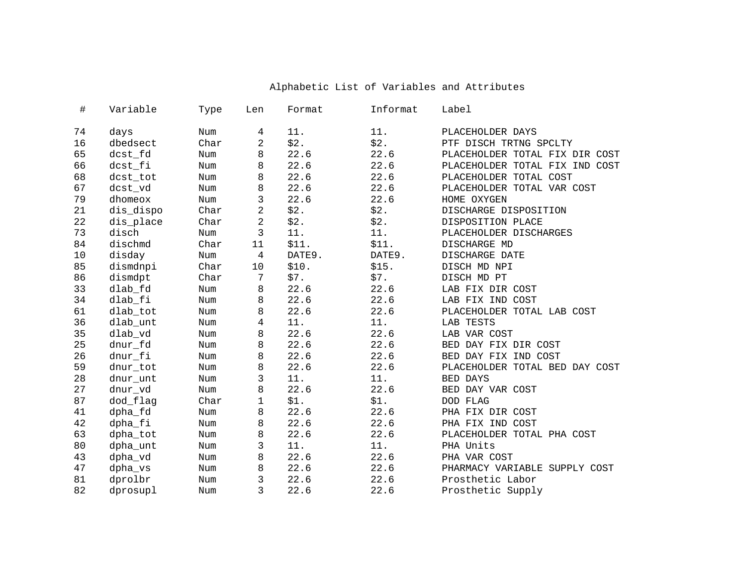## Alphabetic List of Variables and Attributes

| # | Variable | Type | Len | Format | Informat | Label |
|---|---|---|---|---|---|---|
| 74 | days | Num | 4 | 11. | 11. | PLACEHOLDER DAYS |
| 16 | dbedsect | Char | 2 | $2. | $2. | PTF DISCH TRTNG SPCLTY |
| 65 | dcst_fd | Num | 8 | 22.6 | 22.6 | PLACEHOLDER TOTAL FIX DIR COST |
| 66 | dcst_fi | Num | 8 | 22.6 | 22.6 | PLACEHOLDER TOTAL FIX IND COST |
| 68 | dcst_tot | Num | 8 | 22.6 | 22.6 | PLACEHOLDER TOTAL COST |
| 67 | dcst_vd | Num | 8 | 22.6 | 22.6 | PLACEHOLDER TOTAL VAR COST |
| 79 | dhomeox | Num | 3 | 22.6 | 22.6 | HOME OXYGEN |
| 21 | dis_dispo | Char | 2 | $2. | $2. | DISCHARGE DISPOSITION |
| 22 | dis_place | Char | 2 | $2. | $2. | DISPOSITION PLACE |
| 73 | disch | Num | 3 | 11. | 11. | PLACEHOLDER DISCHARGES |
| 84 | dischmd | Char | 11 | $11. | $11. | DISCHARGE MD |
| 10 | disday | Num | 4 | DATE9. | DATE9. | DISCHARGE DATE |
| 85 | dismdnpi | Char | 10 | $10. | $15. | DISCH MD NPI |
| 86 | dismdpt | Char | 7 | $7. | $7. | DISCH MD PT |
| 33 | dlab_fd | Num | 8 | 22.6 | 22.6 | LAB FIX DIR COST |
| 34 | dlab_fi | Num | 8 | 22.6 | 22.6 | LAB FIX IND COST |
| 61 | dlab_tot | Num | 8 | 22.6 | 22.6 | PLACEHOLDER TOTAL LAB COST |
| 36 | dlab_unt | Num | 4 | 11. | 11. | LAB TESTS |
| 35 | dlab_vd | Num | 8 | 22.6 | 22.6 | LAB VAR COST |
| 25 | dnur_fd | Num | 8 | 22.6 | 22.6 | BED DAY FIX DIR COST |
| 26 | dnur_fi | Num | 8 | 22.6 | 22.6 | BED DAY FIX IND COST |
| 59 | dnur_tot | Num | 8 | 22.6 | 22.6 | PLACEHOLDER TOTAL BED DAY COST |
| 28 | dnur_unt | Num | 3 | 11. | 11. | BED DAYS |
| 27 | dnur_vd | Num | 8 | 22.6 | 22.6 | BED DAY VAR COST |
| 87 | dod_flag | Char | 1 | $1. | $1. | DOD FLAG |
| 41 | dpha_fd | Num | 8 | 22.6 | 22.6 | PHA FIX DIR COST |
| 42 | dpha_fi | Num | 8 | 22.6 | 22.6 | PHA FIX IND COST |
| 63 | dpha_tot | Num | 8 | 22.6 | 22.6 | PLACEHOLDER TOTAL PHA COST |
| 80 | dpha_unt | Num | 3 | 11. | 11. | PHA Units |
| 43 | dpha_vd | Num | 8 | 22.6 | 22.6 | PHA VAR COST |
| 47 | dpha_vs | Num | 8 | 22.6 | 22.6 | PHARMACY VARIABLE SUPPLY COST |
| 81 | dprolbr | Num | 3 | 22.6 | 22.6 | Prosthetic Labor |
| 82 | dprosupl | Num | 3 | 22.6 | 22.6 | Prosthetic Supply |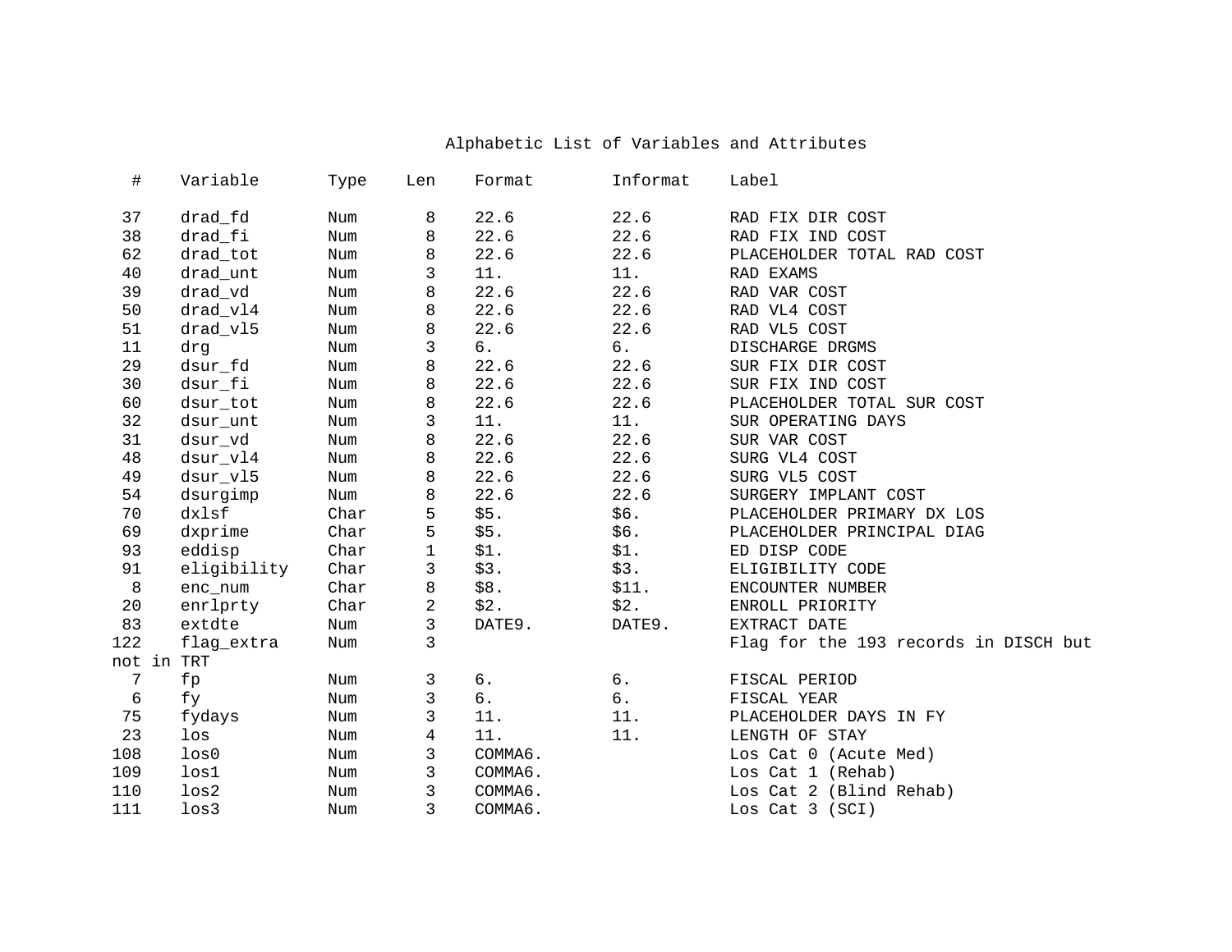## Alphabetic List of Variables and Attributes

| # | Variable | Type | Len | Format | Informat | Label |
|---|---|---|---|---|---|---|
| 37 | drad_fd | Num | 8 | 22.6 | 22.6 | RAD FIX DIR COST |
| 38 | drad_fi | Num | 8 | 22.6 | 22.6 | RAD FIX IND COST |
| 62 | drad_tot | Num | 8 | 22.6 | 22.6 | PLACEHOLDER TOTAL RAD COST |
| 40 | drad_unt | Num | 3 | 11. | 11. | RAD EXAMS |
| 39 | drad_vd | Num | 8 | 22.6 | 22.6 | RAD VAR COST |
| 50 | drad_vl4 | Num | 8 | 22.6 | 22.6 | RAD VL4 COST |
| 51 | drad_vl5 | Num | 8 | 22.6 | 22.6 | RAD VL5 COST |
| 11 | drg | Num | 3 | 6. | 6. | DISCHARGE DRGMS |
| 29 | dsur_fd | Num | 8 | 22.6 | 22.6 | SUR FIX DIR COST |
| 30 | dsur_fi | Num | 8 | 22.6 | 22.6 | SUR FIX IND COST |
| 60 | dsur_tot | Num | 8 | 22.6 | 22.6 | PLACEHOLDER TOTAL SUR COST |
| 32 | dsur_unt | Num | 3 | 11. | 11. | SUR OPERATING DAYS |
| 31 | dsur_vd | Num | 8 | 22.6 | 22.6 | SUR VAR COST |
| 48 | dsur_vl4 | Num | 8 | 22.6 | 22.6 | SURG VL4 COST |
| 49 | dsur_vl5 | Num | 8 | 22.6 | 22.6 | SURG VL5 COST |
| 54 | dsurgimp | Num | 8 | 22.6 | 22.6 | SURGERY IMPLANT COST |
| 70 | dxlsf | Char | 5 | $5. | $6. | PLACEHOLDER PRIMARY DX LOS |
| 69 | dxprime | Char | 5 | $5. | $6. | PLACEHOLDER PRINCIPAL DIAG |
| 93 | eddisp | Char | 1 | $1. | $1. | ED DISP CODE |
| 91 | eligibility | Char | 3 | $3. | $3. | ELIGIBILITY CODE |
| 8 | enc_num | Char | 8 | $8. | $11. | ENCOUNTER NUMBER |
| 20 | enrlprty | Char | 2 | $2. | $2. | ENROLL PRIORITY |
| 83 | extdte | Num | 3 | DATE9. | DATE9. | EXTRACT DATE |
| 122 | flag_extra | Num | 3 | | | Flag for the 193 records in DISCH but not in TRT |
| 7 | fp | Num | 3 | 6. | 6. | FISCAL PERIOD |
| 6 | fy | Num | 3 | 6. | 6. | FISCAL YEAR |
| 75 | fydays | Num | 3 | 11. | 11. | PLACEHOLDER DAYS IN FY |
| 23 | los | Num | 4 | 11. | 11. | LENGTH OF STAY |
| 108 | los0 | Num | 3 | COMMA6. | | Los Cat 0 (Acute Med) |
| 109 | los1 | Num | 3 | COMMA6. | | Los Cat 1 (Rehab) |
| 110 | los2 | Num | 3 | COMMA6. | | Los Cat 2 (Blind Rehab) |
| 111 | los3 | Num | 3 | COMMA6. | | Los Cat 3 (SCI) |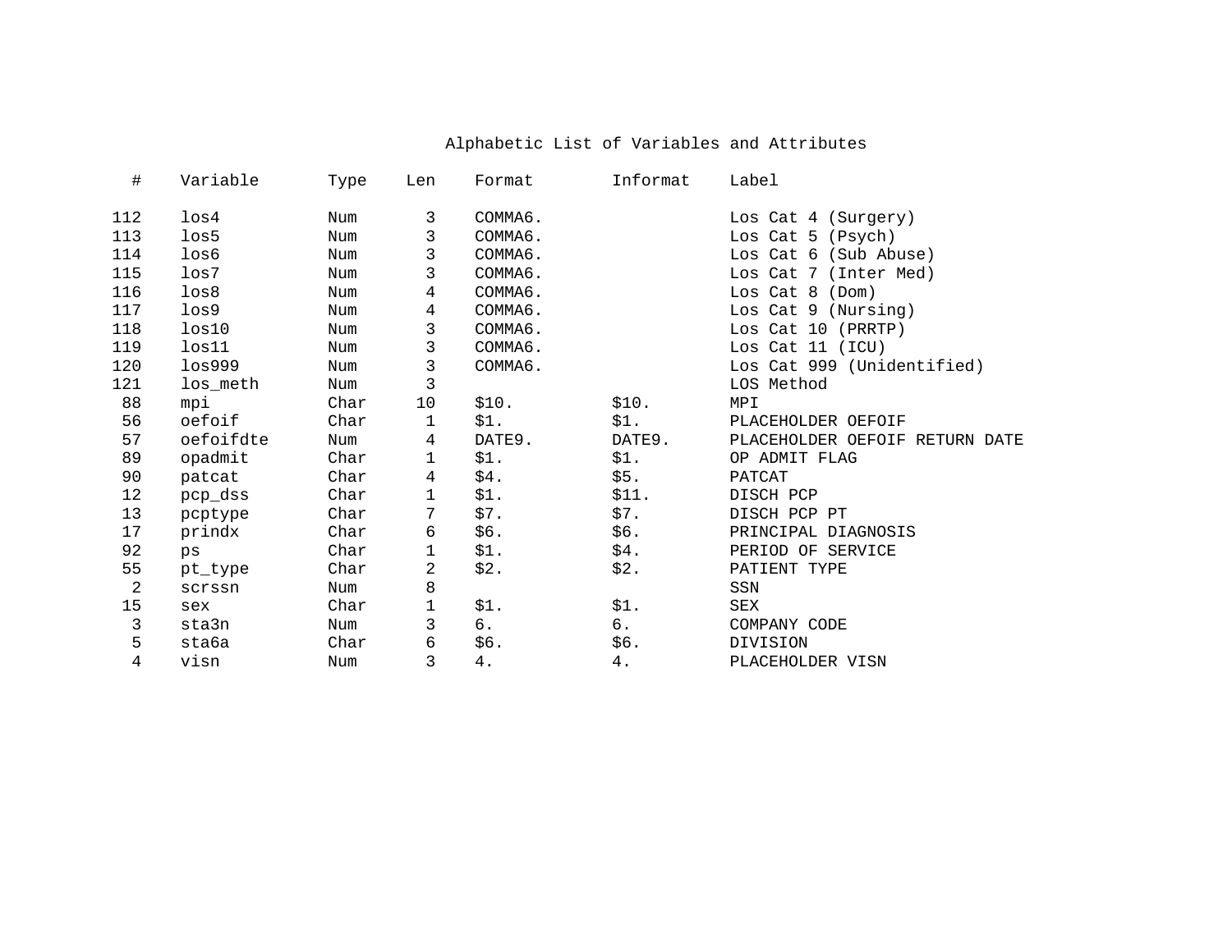## Alphabetic List of Variables and Attributes

| # | Variable | Type | Len | Format | Informat | Label |
|---|---|---|---|---|---|---|
| 112 | los4 | Num | 3 | COMMA6. | | Los Cat 4 (Surgery) |
| 113 | los5 | Num | 3 | COMMA6. | | Los Cat 5 (Psych) |
| 114 | los6 | Num | 3 | COMMA6. | | Los Cat 6 (Sub Abuse) |
| 115 | los7 | Num | 3 | COMMA6. | | Los Cat 7 (Inter Med) |
| 116 | los8 | Num | 4 | COMMA6. | | Los Cat 8 (Dom) |
| 117 | los9 | Num | 4 | COMMA6. | | Los Cat 9 (Nursing) |
| 118 | los10 | Num | 3 | COMMA6. | | Los Cat 10 (PRRTP) |
| 119 | los11 | Num | 3 | COMMA6. | | Los Cat 11 (ICU) |
| 120 | los999 | Num | 3 | COMMA6. | | Los Cat 999 (Unidentified) |
| 121 | los_meth | Num | 3 | | | LOS Method |
| 88 | mpi | Char | 10 | $10. | $10. | MPI |
| 56 | oefoif | Char | 1 | $1. | $1. | PLACEHOLDER OEFOIF |
| 57 | oefoifdte | Num | 4 | DATE9. | DATE9. | PLACEHOLDER OEFOIF RETURN DATE |
| 89 | opadmit | Char | 1 | $1. | $1. | OP ADMIT FLAG |
| 90 | patcat | Char | 4 | $4. | $5. | PATCAT |
| 12 | pcp_dss | Char | 1 | $1. | $11. | DISCH PCP |
| 13 | pcptype | Char | 7 | $7. | $7. | DISCH PCP PT |
| 17 | prindx | Char | 6 | $6. | $6. | PRINCIPAL DIAGNOSIS |
| 92 | ps | Char | 1 | $1. | $4. | PERIOD OF SERVICE |
| 55 | pt_type | Char | 2 | $2. | $2. | PATIENT TYPE |
| 2 | scrssn | Num | 8 | | | SSN |
| 15 | sex | Char | 1 | $1. | $1. | SEX |
| 3 | sta3n | Num | 3 | 6. | 6. | COMPANY CODE |
| 5 | sta6a | Char | 6 | $6. | $6. | DIVISION |
| 4 | visn | Num | 3 | 4. | 4. | PLACEHOLDER VISN |